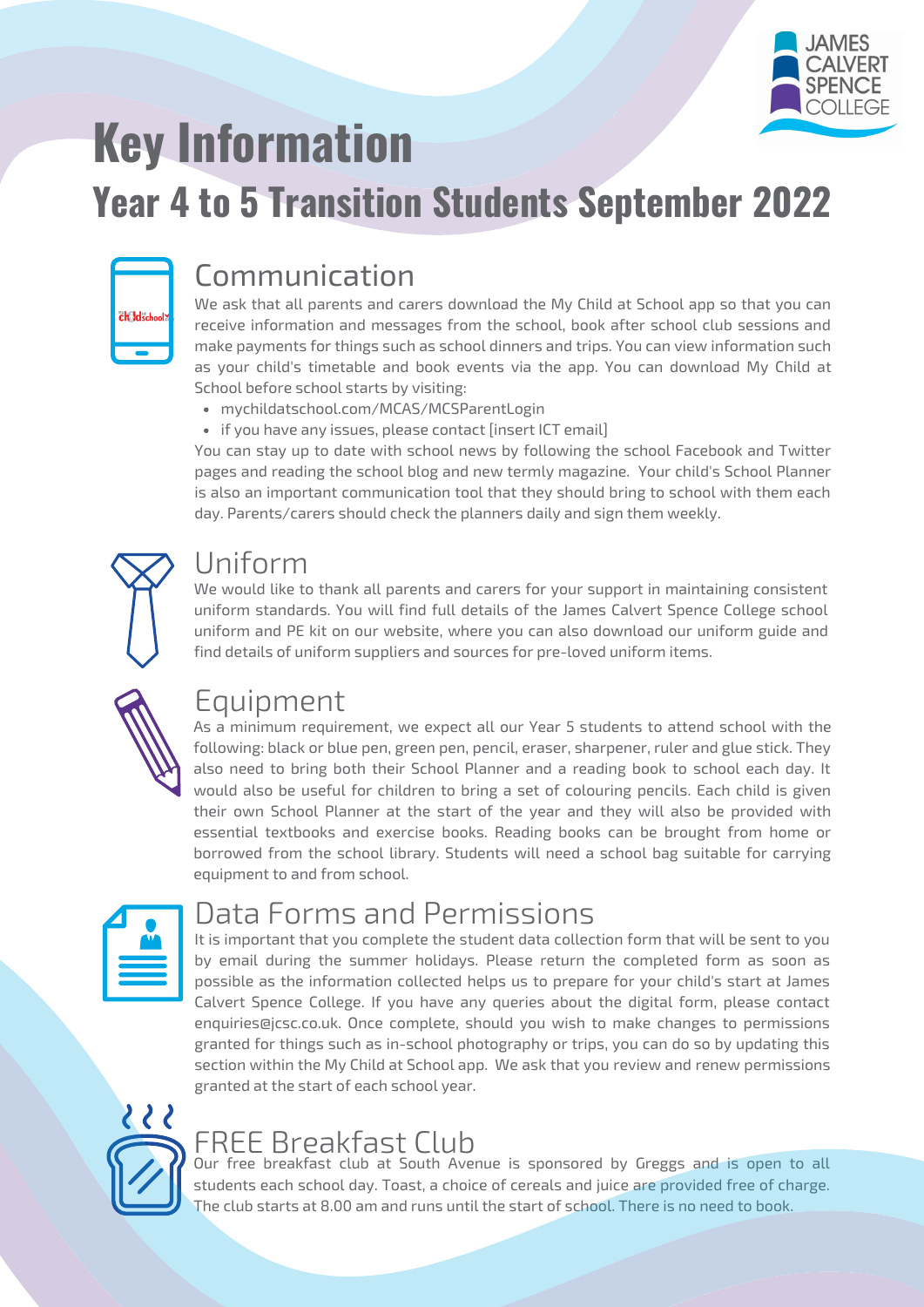JAMES CALVERT SPENCE COLLEGE

# Key Information

## Year 4 to 5 Transition Students September 2022

### Communication

We ask that all parents and carers download the My Child at School app so that you can receive information and messages from the school, book after school club sessions and make payments for things such as school dinners and trips. You can view information such as your child's timetable and book events via the app. You can download My Child at School before school starts by visiting:

- mychildatschool.com/MCAS/MCSParentLogin
- if you have any issues, please contact [insert ICT email]

You can stay up to date with school news by following the school Facebook and Twitter pages and reading the school blog and new termly magazine. Your child's School Planner is also an important communication tool that they should bring to school with them each day. Parents/carers should check the planners daily and sign them weekly.

### Uniform

We would like to thank all parents and carers for your support in maintaining consistent uniform standards. You will find full details of the James Calvert Spence College school uniform and PE kit on our website, where you can also download our uniform guide and find details of uniform suppliers and sources for pre-loved uniform items.

### Equipment

As a minimum requirement, we expect all our Year 5 students to attend school with the following: black or blue pen, green pen, pencil, eraser, sharpener, ruler and glue stick. They also need to bring both their School Planner and a reading book to school each day. It would also be useful for children to bring a set of colouring pencils. Each child is given their own School Planner at the start of the year and they will also be provided with essential textbooks and exercise books. Reading books can be brought from home or borrowed from the school library. Students will need a school bag suitable for carrying equipment to and from school.

### Data Forms and Permissions

It is important that you complete the student data collection form that will be sent to you by email during the summer holidays. Please return the completed form as soon as possible as the information collected helps us to prepare for your child's start at James Calvert Spence College. If you have any queries about the digital form, please contact enquiries@jcsc.co.uk. Once complete, should you wish to make changes to permissions granted for things such as in-school photography or trips, you can do so by updating this section within the My Child at School app. We ask that you review and renew permissions granted at the start of each school year.

### FREE Breakfast Club

Our free breakfast club at South Avenue is sponsored by Greggs and is open to all students each school day. Toast, a choice of cereals and juice are provided free of charge. The club starts at 8.00 am and runs until the start of school. There is no need to book.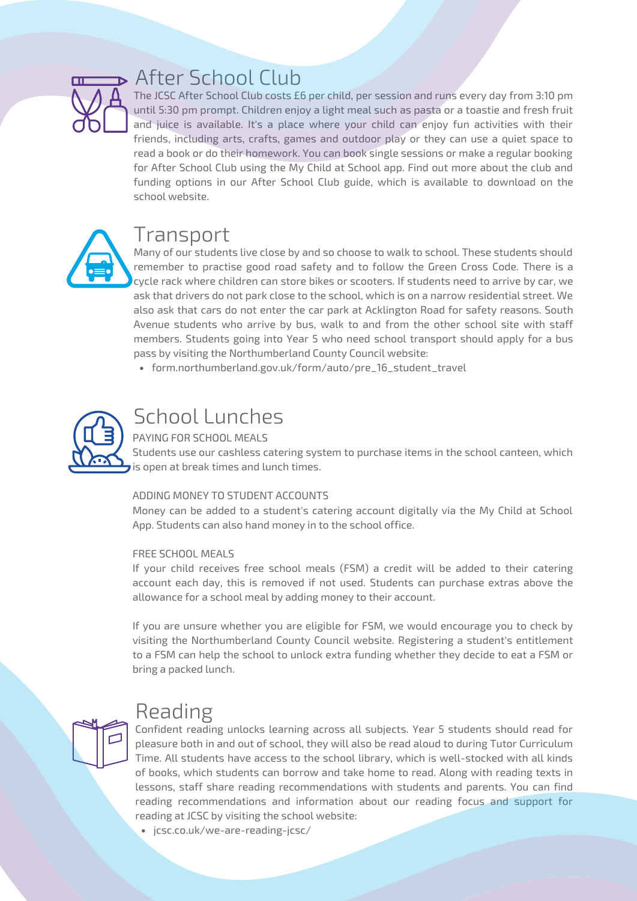## After School Club

The JCSC After School Club costs £6 per child, per session and runs every day from 3:10 pm until 5:30 pm prompt. Children enjoy a light meal such as pasta or a toastie and fresh fruit and juice is available. It's a place where your child can enjoy fun activities with their friends, including arts, crafts, games and outdoor play or they can use a quiet space to read a book or do their homework. You can book single sessions or make a regular booking for After School Club using the My Child at School app. Find out more about the club and funding options in our After School Club guide, which is available to download on the school website.

## Transport

Many of our students live close by and so choose to walk to school. These students should remember to practise good road safety and to follow the Green Cross Code. There is a cycle rack where children can store bikes or scooters. If students need to arrive by car, we ask that drivers do not park close to the school, which is on a narrow residential street. We also ask that cars do not enter the car park at Acklington Road for safety reasons. South Avenue students who arrive by bus, walk to and from the other school site with staff members. Students going into Year 5 who need school transport should apply for a bus pass by visiting the Northumberland County Council website:

- form.northumberland.gov.uk/form/auto/pre_16_student_travel

## School Lunches

PAYING FOR SCHOOL MEALS

Students use our cashless catering system to purchase items in the school canteen, which is open at break times and lunch times.

ADDING MONEY TO STUDENT ACCOUNTS

Money can be added to a student's catering account digitally via the My Child at School App. Students can also hand money in to the school office.

FREE SCHOOL MEALS

If your child receives free school meals (FSM) a credit will be added to their catering account each day, this is removed if not used. Students can purchase extras above the allowance for a school meal by adding money to their account.

If you are unsure whether you are eligible for FSM, we would encourage you to check by visiting the Northumberland County Council website. Registering a student's entitlement to a FSM can help the school to unlock extra funding whether they decide to eat a FSM or bring a packed lunch.

## Reading

Confident reading unlocks learning across all subjects. Year 5 students should read for pleasure both in and out of school, they will also be read aloud to during Tutor Curriculum Time. All students have access to the school library, which is well-stocked with all kinds of books, which students can borrow and take home to read. Along with reading texts in lessons, staff share reading recommendations with students and parents. You can find reading recommendations and information about our reading focus and support for reading at JCSC by visiting the school website:

- jcsc.co.uk/we-are-reading-jcsc/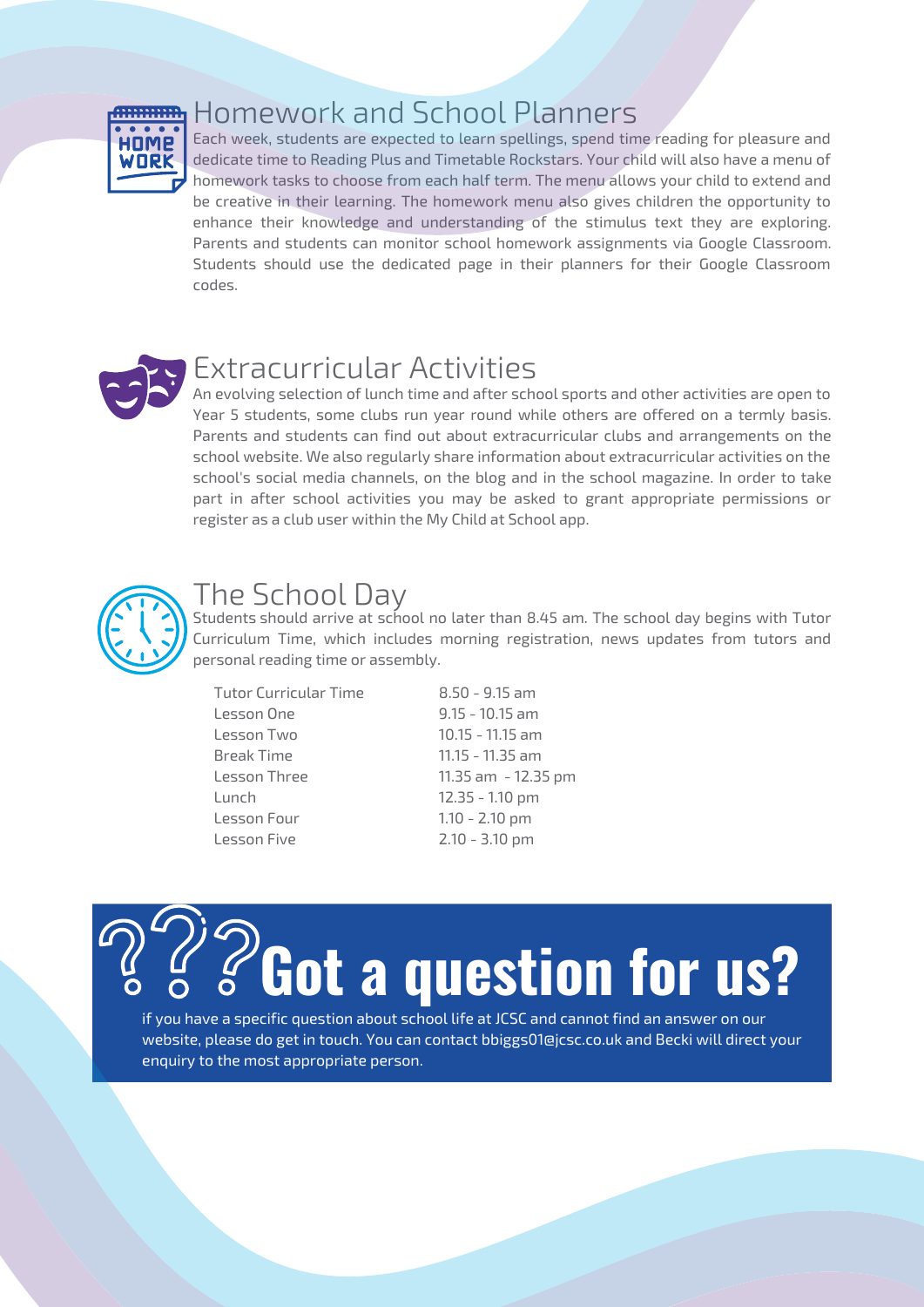## Homework and School Planners

Each week, students are expected to learn spellings, spend time reading for pleasure and dedicate time to Reading Plus and Timetable Rockstars. Your child will also have a menu of homework tasks to choose from each half term. The menu allows your child to extend and be creative in their learning. The homework menu also gives children the opportunity to enhance their knowledge and understanding of the stimulus text they are exploring. Parents and students can monitor school homework assignments via Google Classroom. Students should use the dedicated page in their planners for their Google Classroom codes.

## Extracurricular Activities

An evolving selection of lunch time and after school sports and other activities are open to Year 5 students, some clubs run year round while others are offered on a termly basis. Parents and students can find out about extracurricular clubs and arrangements on the school website. We also regularly share information about extracurricular activities on the school's social media channels, on the blog and in the school magazine. In order to take part in after school activities you may be asked to grant appropriate permissions or register as a club user within the My Child at School app.

## The School Day

Students should arrive at school no later than 8.45 am. The school day begins with Tutor Curriculum Time, which includes morning registration, news updates from tutors and personal reading time or assembly.

| | |
|---|---|
| Tutor Curricular Time | 8.50 - 9.15 am |
| Lesson One | 9.15 - 10.15 am |
| Lesson Two | 10.15 - 11.15 am |
| Break Time | 11.15 - 11.35 am |
| Lesson Three | 11.35 am - 12.35 pm |
| Lunch | 12.35 - 1.10 pm |
| Lesson Four | 1.10 - 2.10 pm |
| Lesson Five | 2.10 - 3.10 pm |

# ??? Got a question for us?

if you have a specific question about school life at JCSC and cannot find an answer on our website, please do get in touch. You can contact bbiggs01@jcsc.co.uk and Becki will direct your enquiry to the most appropriate person.